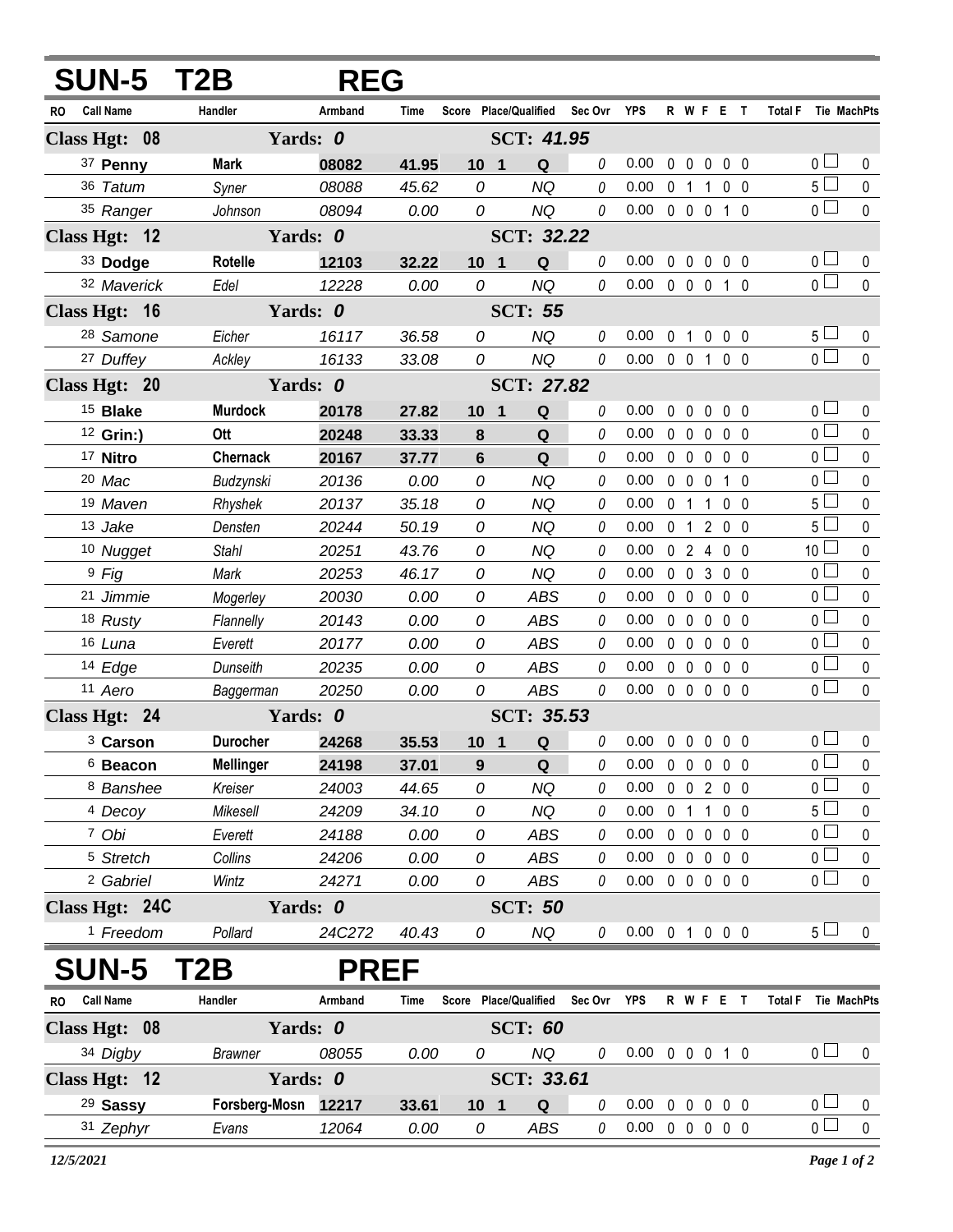# SUN-5 T2B REG

| RO | Call Name | Handler | Armband | Time | Score | Place/Qualified | Sec Ovr | YPS | R | W | F | E | T | Total F | Tie | MachPts |
|---|---|---|---|---|---|---|---|---|---|---|---|---|---|---|---|---|
| **Class Hgt: 08** | | **Yards: 0** | | | | **SCT: 41.95** | | | | | | | | | | |
| 37 | **Penny** | **Mark** | **08082** | **41.95** | **10** | **1 Q** | 0 | 0.00 | 0 | 0 | 0 | 0 | 0 | 0 | ☐ | 0 |
| 36 | *Tatum* | *Syner* | *08088* | *45.62* | *0* | *NQ* | 0 | 0.00 | 0 | 1 | 1 | 0 | 0 | 5 | ☐ | 0 |
| 35 | *Ranger* | *Johnson* | *08094* | *0.00* | *0* | *NQ* | 0 | 0.00 | 0 | 0 | 0 | 1 | 0 | 0 | ☐ | 0 |
| **Class Hgt: 12** | | **Yards: 0** | | | | **SCT: 32.22** | | | | | | | | | | |
| 33 | **Dodge** | **Rotelle** | **12103** | **32.22** | **10** | **1 Q** | 0 | 0.00 | 0 | 0 | 0 | 0 | 0 | 0 | ☐ | 0 |
| 32 | *Maverick* | *Edel* | *12228* | *0.00* | *0* | *NQ* | 0 | 0.00 | 0 | 0 | 0 | 1 | 0 | 0 | ☐ | 0 |
| **Class Hgt: 16** | | **Yards: 0** | | | | **SCT: 55** | | | | | | | | | | |
| 28 | *Samone* | *Eicher* | *16117* | *36.58* | *0* | *NQ* | 0 | 0.00 | 0 | 1 | 0 | 0 | 0 | 5 | ☐ | 0 |
| 27 | *Duffey* | *Ackley* | *16133* | *33.08* | *0* | *NQ* | 0 | 0.00 | 0 | 0 | 1 | 0 | 0 | 0 | ☐ | 0 |
| **Class Hgt: 20** | | **Yards: 0** | | | | **SCT: 27.82** | | | | | | | | | | |
| 15 | **Blake** | **Murdock** | **20178** | **27.82** | **10** | **1 Q** | 0 | 0.00 | 0 | 0 | 0 | 0 | 0 | 0 | ☐ | 0 |
| 12 | **Grin:)** | **Ott** | **20248** | **33.33** | **8** | **Q** | 0 | 0.00 | 0 | 0 | 0 | 0 | 0 | 0 | ☐ | 0 |
| 17 | **Nitro** | **Chernack** | **20167** | **37.77** | **6** | **Q** | 0 | 0.00 | 0 | 0 | 0 | 0 | 0 | 0 | ☐ | 0 |
| 20 | *Mac* | *Budzynski* | *20136* | *0.00* | *0* | *NQ* | 0 | 0.00 | 0 | 0 | 0 | 1 | 0 | 0 | ☐ | 0 |
| 19 | *Maven* | *Rhyshek* | *20137* | *35.18* | *0* | *NQ* | 0 | 0.00 | 0 | 1 | 1 | 0 | 0 | 5 | ☐ | 0 |
| 13 | *Jake* | *Densten* | *20244* | *50.19* | *0* | *NQ* | 0 | 0.00 | 0 | 1 | 2 | 0 | 0 | 5 | ☐ | 0 |
| 10 | *Nugget* | *Stahl* | *20251* | *43.76* | *0* | *NQ* | 0 | 0.00 | 0 | 2 | 4 | 0 | 0 | 10 | ☐ | 0 |
| 9 | *Fig* | *Mark* | *20253* | *46.17* | *0* | *NQ* | 0 | 0.00 | 0 | 0 | 3 | 0 | 0 | 0 | ☐ | 0 |
| 21 | *Jimmie* | *Mogerley* | *20030* | *0.00* | *0* | *ABS* | 0 | 0.00 | 0 | 0 | 0 | 0 | 0 | 0 | ☐ | 0 |
| 18 | *Rusty* | *Flannelly* | *20143* | *0.00* | *0* | *ABS* | 0 | 0.00 | 0 | 0 | 0 | 0 | 0 | 0 | ☐ | 0 |
| 16 | *Luna* | *Everett* | *20177* | *0.00* | *0* | *ABS* | 0 | 0.00 | 0 | 0 | 0 | 0 | 0 | 0 | ☐ | 0 |
| 14 | *Edge* | *Dunseith* | *20235* | *0.00* | *0* | *ABS* | 0 | 0.00 | 0 | 0 | 0 | 0 | 0 | 0 | ☐ | 0 |
| 11 | *Aero* | *Baggerman* | *20250* | *0.00* | *0* | *ABS* | 0 | 0.00 | 0 | 0 | 0 | 0 | 0 | 0 | ☐ | 0 |
| **Class Hgt: 24** | | **Yards: 0** | | | | **SCT: 35.53** | | | | | | | | | | |
| 3 | **Carson** | **Durocher** | **24268** | **35.53** | **10** | **1 Q** | 0 | 0.00 | 0 | 0 | 0 | 0 | 0 | 0 | ☐ | 0 |
| 6 | **Beacon** | **Mellinger** | **24198** | **37.01** | **9** | **Q** | 0 | 0.00 | 0 | 0 | 0 | 0 | 0 | 0 | ☐ | 0 |
| 8 | *Banshee* | *Kreiser* | *24003* | *44.65* | *0* | *NQ* | 0 | 0.00 | 0 | 0 | 2 | 0 | 0 | 0 | ☐ | 0 |
| 4 | *Decoy* | *Mikesell* | *24209* | *34.10* | *0* | *NQ* | 0 | 0.00 | 0 | 1 | 1 | 0 | 0 | 5 | ☐ | 0 |
| 7 | *Obi* | *Everett* | *24188* | *0.00* | *0* | *ABS* | 0 | 0.00 | 0 | 0 | 0 | 0 | 0 | 0 | ☐ | 0 |
| 5 | *Stretch* | *Collins* | *24206* | *0.00* | *0* | *ABS* | 0 | 0.00 | 0 | 0 | 0 | 0 | 0 | 0 | ☐ | 0 |
| 2 | *Gabriel* | *Wintz* | *24271* | *0.00* | *0* | *ABS* | 0 | 0.00 | 0 | 0 | 0 | 0 | 0 | 0 | ☐ | 0 |
| **Class Hgt: 24C** | | **Yards: 0** | | | | **SCT: 50** | | | | | | | | | | |
| 1 | *Freedom* | *Pollard* | *24C272* | *40.43* | *0* | *NQ* | 0 | 0.00 | 0 | 1 | 0 | 0 | 0 | 5 | ☐ | 0 |

# SUN-5 T2B PREF

| RO | Call Name | Handler | Armband | Time | Score | Place/Qualified | Sec Ovr | YPS | R | W | F | E | T | Total F | Tie | MachPts |
|---|---|---|---|---|---|---|---|---|---|---|---|---|---|---|---|---|
| **Class Hgt: 08** | | **Yards: 0** | | | | **SCT: 60** | | | | | | | | | | |
| 34 | *Digby* | *Brawner* | *08055* | *0.00* | *0* | *NQ* | 0 | 0.00 | 0 | 0 | 0 | 1 | 0 | 0 | ☐ | 0 |
| **Class Hgt: 12** | | **Yards: 0** | | | | **SCT: 33.61** | | | | | | | | | | |
| 29 | **Sassy** | **Forsberg-Mosn** | **12217** | **33.61** | **10** | **1 Q** | 0 | 0.00 | 0 | 0 | 0 | 0 | 0 | 0 | ☐ | 0 |
| 31 | *Zephyr* | *Evans* | *12064* | *0.00* | *0* | *ABS* | 0 | 0.00 | 0 | 0 | 0 | 0 | 0 | 0 | ☐ | 0 |

*12/5/2021*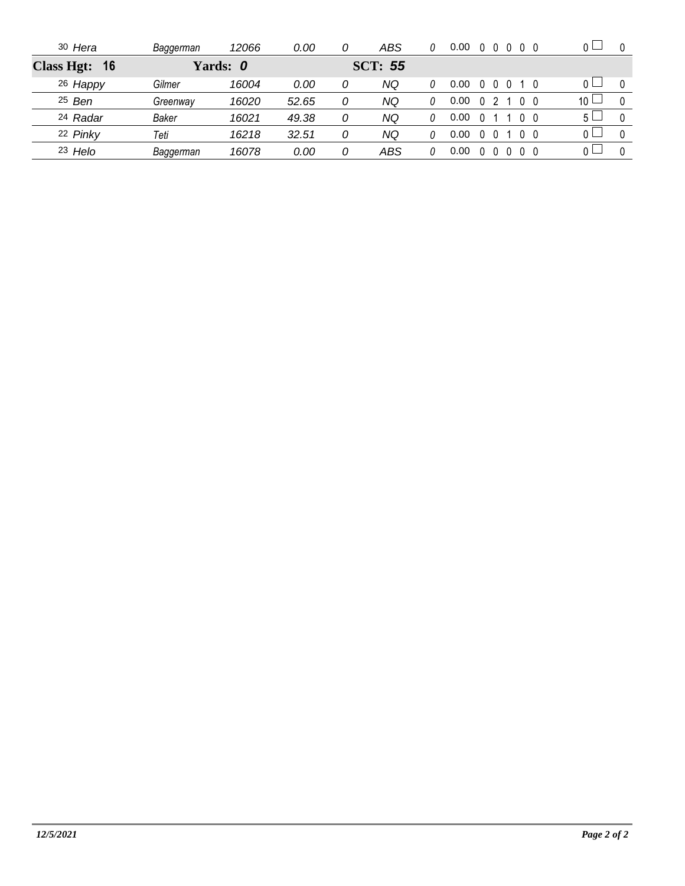| | | | | | | | | | | | | | | | |
|---|---|---|---|---|---|---|---|---|---|---|---|---|---|---|---|
| 30 *Hera* | *Baggerman* | *12066* | *0.00* | *0* | *ABS* | *0* | 0.00 | 0 | 0 | 0 | 0 | 0 | 0 ☐ | 0 |
| **Class Hgt: 16** | | **Yards: *0*** | | | **SCT: *55*** | | | | | | | | | |
| 26 *Happy* | *Gilmer* | *16004* | *0.00* | *0* | *NQ* | *0* | 0.00 | 0 | 0 | 0 | 1 | 0 | 0 ☐ | 0 |
| 25 *Ben* | *Greenway* | *16020* | *52.65* | *0* | *NQ* | *0* | 0.00 | 0 | 2 | 1 | 0 | 0 | 10 ☐ | 0 |
| 24 *Radar* | *Baker* | *16021* | *49.38* | *0* | *NQ* | *0* | 0.00 | 0 | 1 | 1 | 0 | 0 | 5 ☐ | 0 |
| 22 *Pinky* | *Teti* | *16218* | *32.51* | *0* | *NQ* | *0* | 0.00 | 0 | 0 | 1 | 0 | 0 | 0 ☐ | 0 |
| 23 *Helo* | *Baggerman* | *16078* | *0.00* | *0* | *ABS* | *0* | 0.00 | 0 | 0 | 0 | 0 | 0 | 0 ☐ | 0 |

*12/5/2021*